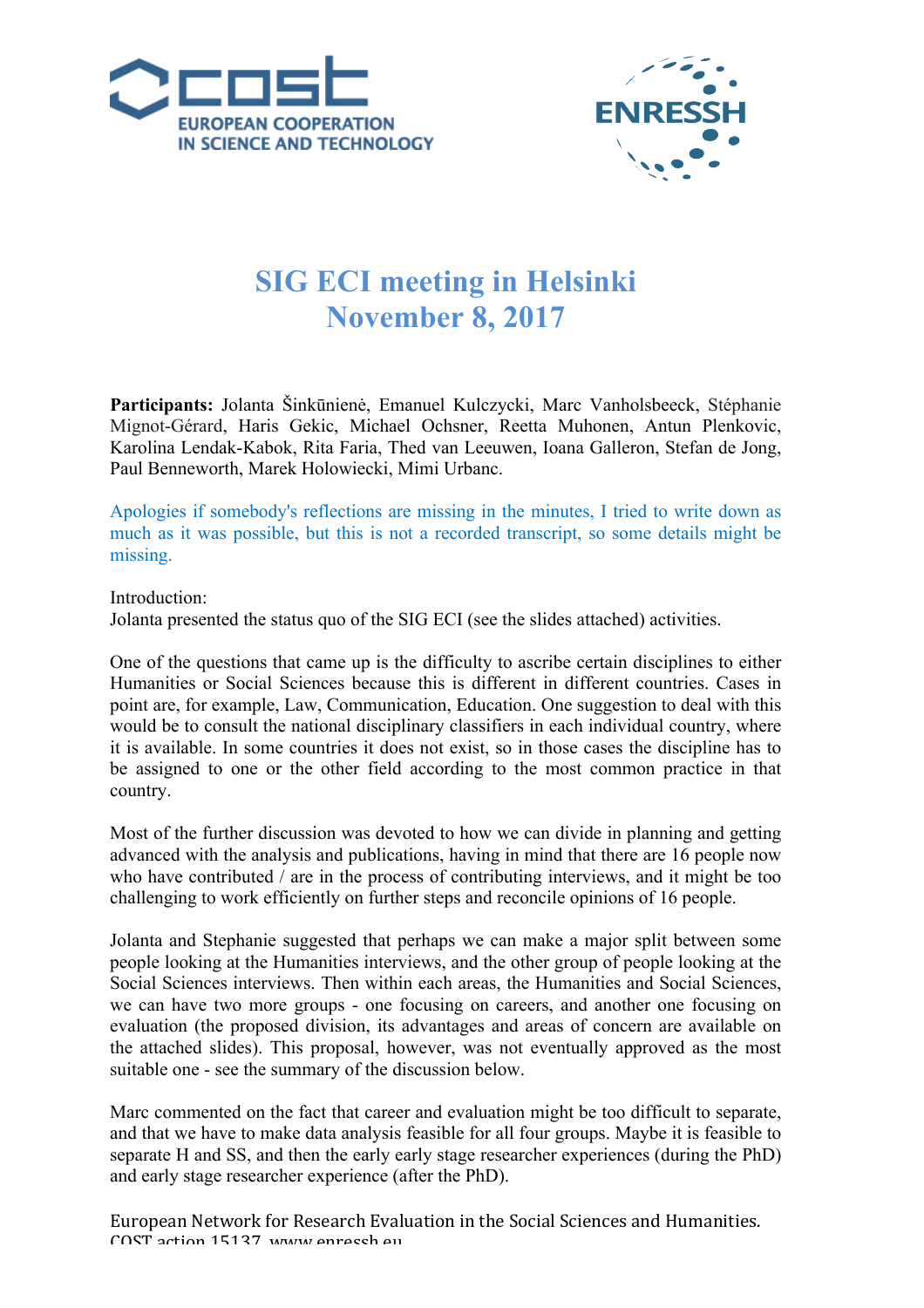# SIG ECI meeting in Helsinki
# November 8, 2017

**Participants:** Jolanta Šinkūnienė, Emanuel Kulczycki, Marc Vanholsbeeck, Stéphanie Mignot-Gérard, Haris Gekic, Michael Ochsner, Reetta Muhonen, Antun Plenkovic, Karolina Lendak-Kabok, Rita Faria, Thed van Leeuwen, Ioana Galleron, Stefan de Jong, Paul Benneworth, Marek Holowiecki, Mimi Urbanc.

Apologies if somebody's reflections are missing in the minutes, I tried to write down as much as it was possible, but this is not a recorded transcript, so some details might be missing.

Introduction:
Jolanta presented the status quo of the SIG ECI (see the slides attached) activities.

One of the questions that came up is the difficulty to ascribe certain disciplines to either Humanities or Social Sciences because this is different in different countries. Cases in point are, for example, Law, Communication, Education. One suggestion to deal with this would be to consult the national disciplinary classifiers in each individual country, where it is available. In some countries it does not exist, so in those cases the discipline has to be assigned to one or the other field according to the most common practice in that country.

Most of the further discussion was devoted to how we can divide in planning and getting advanced with the analysis and publications, having in mind that there are 16 people now who have contributed / are in the process of contributing interviews, and it might be too challenging to work efficiently on further steps and reconcile opinions of 16 people.

Jolanta and Stephanie suggested that perhaps we can make a major split between some people looking at the Humanities interviews, and the other group of people looking at the Social Sciences interviews. Then within each areas, the Humanities and Social Sciences, we can have two more groups - one focusing on careers, and another one focusing on evaluation (the proposed division, its advantages and areas of concern are available on the attached slides). This proposal, however, was not eventually approved as the most suitable one - see the summary of the discussion below.

Marc commented on the fact that career and evaluation might be too difficult to separate, and that we have to make data analysis feasible for all four groups. Maybe it is feasible to separate H and SS, and then the early early stage researcher experiences (during the PhD) and early stage researcher experience (after the PhD).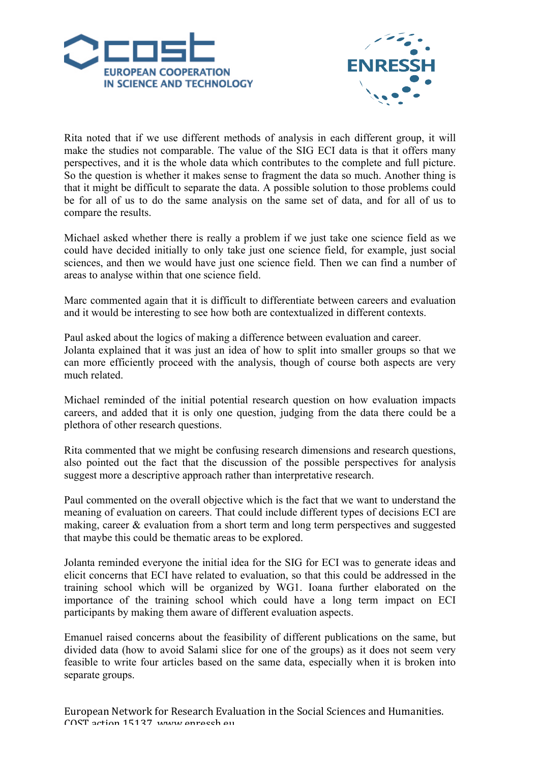Rita noted that if we use different methods of analysis in each different group, it will make the studies not comparable. The value of the SIG ECI data is that it offers many perspectives, and it is the whole data which contributes to the complete and full picture. So the question is whether it makes sense to fragment the data so much. Another thing is that it might be difficult to separate the data. A possible solution to those problems could be for all of us to do the same analysis on the same set of data, and for all of us to compare the results.

Michael asked whether there is really a problem if we just take one science field as we could have decided initially to only take just one science field, for example, just social sciences, and then we would have just one science field. Then we can find a number of areas to analyse within that one science field.

Marc commented again that it is difficult to differentiate between careers and evaluation and it would be interesting to see how both are contextualized in different contexts.

Paul asked about the logics of making a difference between evaluation and career.
Jolanta explained that it was just an idea of how to split into smaller groups so that we can more efficiently proceed with the analysis, though of course both aspects are very much related.

Michael reminded of the initial potential research question on how evaluation impacts careers, and added that it is only one question, judging from the data there could be a plethora of other research questions.

Rita commented that we might be confusing research dimensions and research questions, also pointed out the fact that the discussion of the possible perspectives for analysis suggest more a descriptive approach rather than interpretative research.

Paul commented on the overall objective which is the fact that we want to understand the meaning of evaluation on careers. That could include different types of decisions ECI are making, career & evaluation from a short term and long term perspectives and suggested that maybe this could be thematic areas to be explored.

Jolanta reminded everyone the initial idea for the SIG for ECI was to generate ideas and elicit concerns that ECI have related to evaluation, so that this could be addressed in the training school which will be organized by WG1. Ioana further elaborated on the importance of the training school which could have a long term impact on ECI participants by making them aware of different evaluation aspects.

Emanuel raised concerns about the feasibility of different publications on the same, but divided data (how to avoid Salami slice for one of the groups) as it does not seem very feasible to write four articles based on the same data, especially when it is broken into separate groups.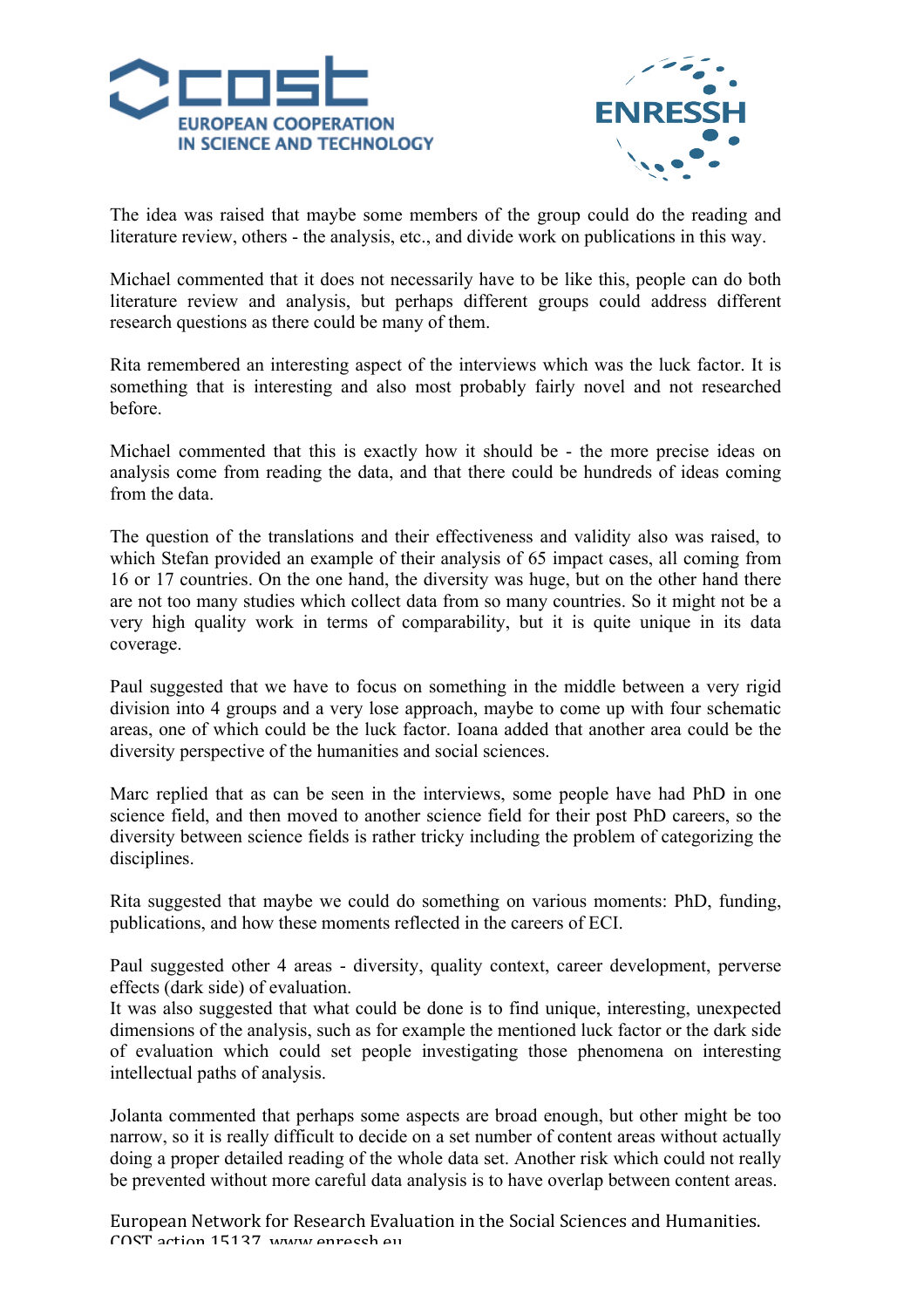The idea was raised that maybe some members of the group could do the reading and literature review, others - the analysis, etc., and divide work on publications in this way.

Michael commented that it does not necessarily have to be like this, people can do both literature review and analysis, but perhaps different groups could address different research questions as there could be many of them.

Rita remembered an interesting aspect of the interviews which was the luck factor. It is something that is interesting and also most probably fairly novel and not researched before.

Michael commented that this is exactly how it should be - the more precise ideas on analysis come from reading the data, and that there could be hundreds of ideas coming from the data.

The question of the translations and their effectiveness and validity also was raised, to which Stefan provided an example of their analysis of 65 impact cases, all coming from 16 or 17 countries. On the one hand, the diversity was huge, but on the other hand there are not too many studies which collect data from so many countries. So it might not be a very high quality work in terms of comparability, but it is quite unique in its data coverage.

Paul suggested that we have to focus on something in the middle between a very rigid division into 4 groups and a very lose approach, maybe to come up with four schematic areas, one of which could be the luck factor. Ioana added that another area could be the diversity perspective of the humanities and social sciences.

Marc replied that as can be seen in the interviews, some people have had PhD in one science field, and then moved to another science field for their post PhD careers, so the diversity between science fields is rather tricky including the problem of categorizing the disciplines.

Rita suggested that maybe we could do something on various moments: PhD, funding, publications, and how these moments reflected in the careers of ECI.

Paul suggested other 4 areas - diversity, quality context, career development, perverse effects (dark side) of evaluation.
It was also suggested that what could be done is to find unique, interesting, unexpected dimensions of the analysis, such as for example the mentioned luck factor or the dark side of evaluation which could set people investigating those phenomena on interesting intellectual paths of analysis.

Jolanta commented that perhaps some aspects are broad enough, but other might be too narrow, so it is really difficult to decide on a set number of content areas without actually doing a proper detailed reading of the whole data set. Another risk which could not really be prevented without more careful data analysis is to have overlap between content areas.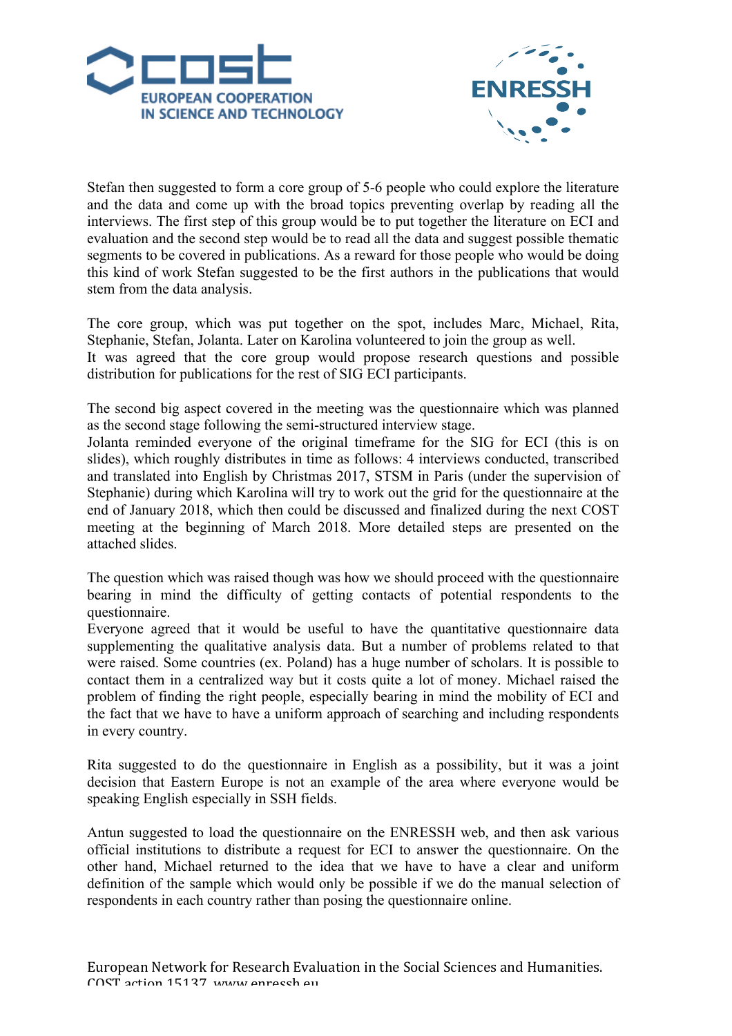Stefan then suggested to form a core group of 5-6 people who could explore the literature and the data and come up with the broad topics preventing overlap by reading all the interviews. The first step of this group would be to put together the literature on ECI and evaluation and the second step would be to read all the data and suggest possible thematic segments to be covered in publications. As a reward for those people who would be doing this kind of work Stefan suggested to be the first authors in the publications that would stem from the data analysis.

The core group, which was put together on the spot, includes Marc, Michael, Rita, Stephanie, Stefan, Jolanta. Later on Karolina volunteered to join the group as well.
It was agreed that the core group would propose research questions and possible distribution for publications for the rest of SIG ECI participants.

The second big aspect covered in the meeting was the questionnaire which was planned as the second stage following the semi-structured interview stage.
Jolanta reminded everyone of the original timeframe for the SIG for ECI (this is on slides), which roughly distributes in time as follows: 4 interviews conducted, transcribed and translated into English by Christmas 2017, STSM in Paris (under the supervision of Stephanie) during which Karolina will try to work out the grid for the questionnaire at the end of January 2018, which then could be discussed and finalized during the next COST meeting at the beginning of March 2018. More detailed steps are presented on the attached slides.

The question which was raised though was how we should proceed with the questionnaire bearing in mind the difficulty of getting contacts of potential respondents to the questionnaire.
Everyone agreed that it would be useful to have the quantitative questionnaire data supplementing the qualitative analysis data. But a number of problems related to that were raised. Some countries (ex. Poland) has a huge number of scholars. It is possible to contact them in a centralized way but it costs quite a lot of money. Michael raised the problem of finding the right people, especially bearing in mind the mobility of ECI and the fact that we have to have a uniform approach of searching and including respondents in every country.

Rita suggested to do the questionnaire in English as a possibility, but it was a joint decision that Eastern Europe is not an example of the area where everyone would be speaking English especially in SSH fields.

Antun suggested to load the questionnaire on the ENRESSH web, and then ask various official institutions to distribute a request for ECI to answer the questionnaire. On the other hand, Michael returned to the idea that we have to have a clear and uniform definition of the sample which would only be possible if we do the manual selection of respondents in each country rather than posing the questionnaire online.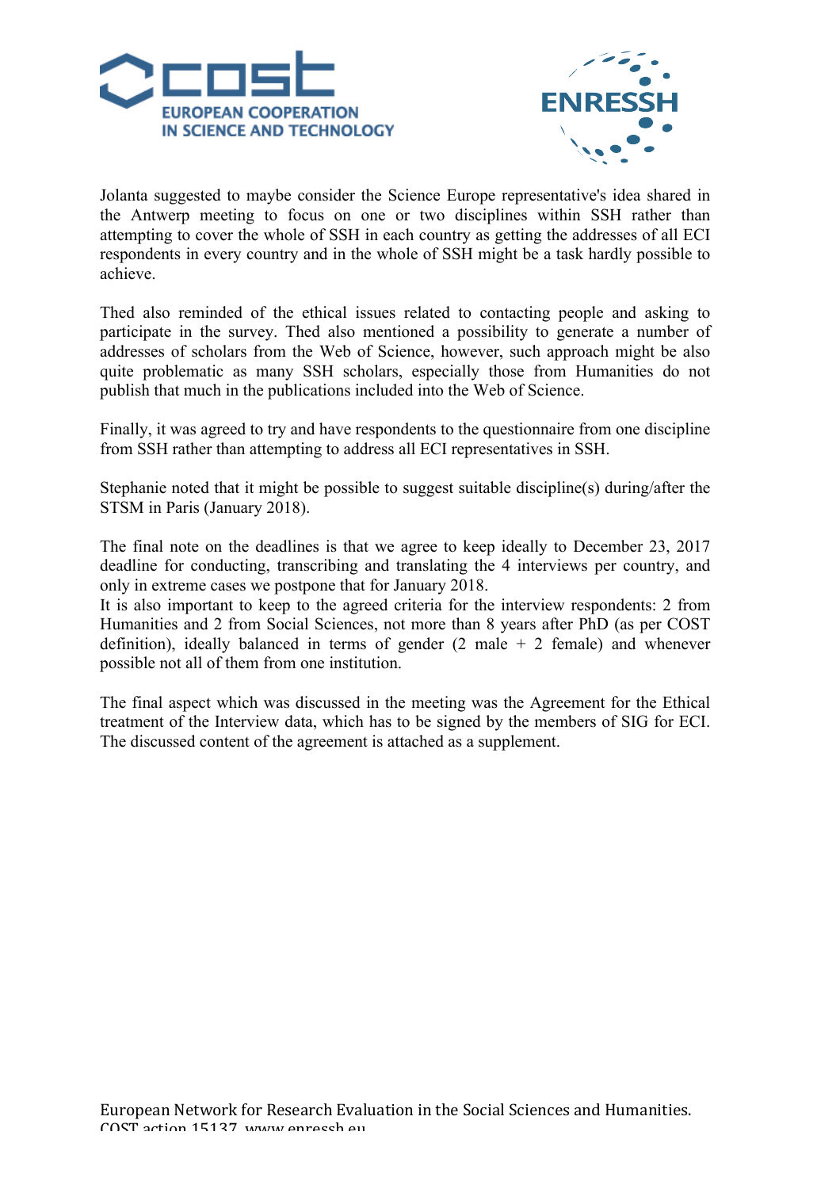Jolanta suggested to maybe consider the Science Europe representative's idea shared in the Antwerp meeting to focus on one or two disciplines within SSH rather than attempting to cover the whole of SSH in each country as getting the addresses of all ECI respondents in every country and in the whole of SSH might be a task hardly possible to achieve.

Thed also reminded of the ethical issues related to contacting people and asking to participate in the survey. Thed also mentioned a possibility to generate a number of addresses of scholars from the Web of Science, however, such approach might be also quite problematic as many SSH scholars, especially those from Humanities do not publish that much in the publications included into the Web of Science.

Finally, it was agreed to try and have respondents to the questionnaire from one discipline from SSH rather than attempting to address all ECI representatives in SSH.

Stephanie noted that it might be possible to suggest suitable discipline(s) during/after the STSM in Paris (January 2018).

The final note on the deadlines is that we agree to keep ideally to December 23, 2017 deadline for conducting, transcribing and translating the 4 interviews per country, and only in extreme cases we postpone that for January 2018.
It is also important to keep to the agreed criteria for the interview respondents: 2 from Humanities and 2 from Social Sciences, not more than 8 years after PhD (as per COST definition), ideally balanced in terms of gender (2 male + 2 female) and whenever possible not all of them from one institution.

The final aspect which was discussed in the meeting was the Agreement for the Ethical treatment of the Interview data, which has to be signed by the members of SIG for ECI. The discussed content of the agreement is attached as a supplement.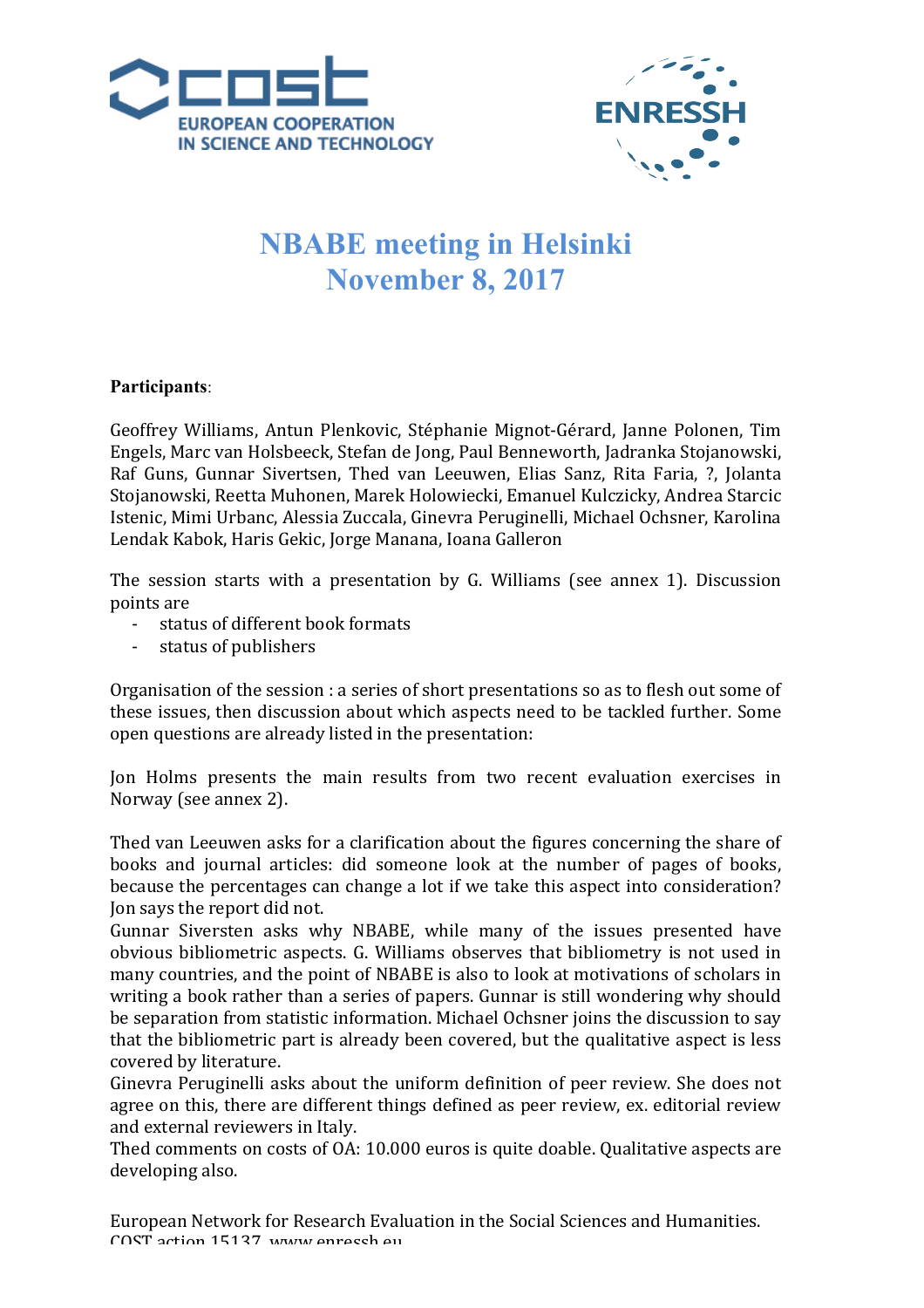# NBABE meeting in Helsinki
# November 8, 2017

**Participants**:

Geoffrey Williams, Antun Plenkovic, Stéphanie Mignot-Gérard, Janne Polonen, Tim Engels, Marc van Holsbeeck, Stefan de Jong, Paul Benneworth, Jadranka Stojanowski, Raf Guns, Gunnar Sivertsen, Thed van Leeuwen, Elias Sanz, Rita Faria, ?, Jolanta Stojanowski, Reetta Muhonen, Marek Holowiecki, Emanuel Kulczicky, Andrea Starcic Istenic, Mimi Urbanc, Alessia Zuccala, Ginevra Peruginelli, Michael Ochsner, Karolina Lendak Kabok, Haris Gekic, Jorge Manana, Ioana Galleron

The session starts with a presentation by G. Williams (see annex 1). Discussion points are

- status of different book formats
- status of publishers

Organisation of the session : a series of short presentations so as to flesh out some of these issues, then discussion about which aspects need to be tackled further. Some open questions are already listed in the presentation:

Jon Holms presents the main results from two recent evaluation exercises in Norway (see annex 2).

Thed van Leeuwen asks for a clarification about the figures concerning the share of books and journal articles: did someone look at the number of pages of books, because the percentages can change a lot if we take this aspect into consideration? Jon says the report did not.

Gunnar Siversten asks why NBABE, while many of the issues presented have obvious bibliometric aspects. G. Williams observes that bibliometry is not used in many countries, and the point of NBABE is also to look at motivations of scholars in writing a book rather than a series of papers. Gunnar is still wondering why should be separation from statistic information. Michael Ochsner joins the discussion to say that the bibliometric part is already been covered, but the qualitative aspect is less covered by literature.

Ginevra Peruginelli asks about the uniform definition of peer review. She does not agree on this, there are different things defined as peer review, ex. editorial review and external reviewers in Italy.

Thed comments on costs of OA: 10.000 euros is quite doable. Qualitative aspects are developing also.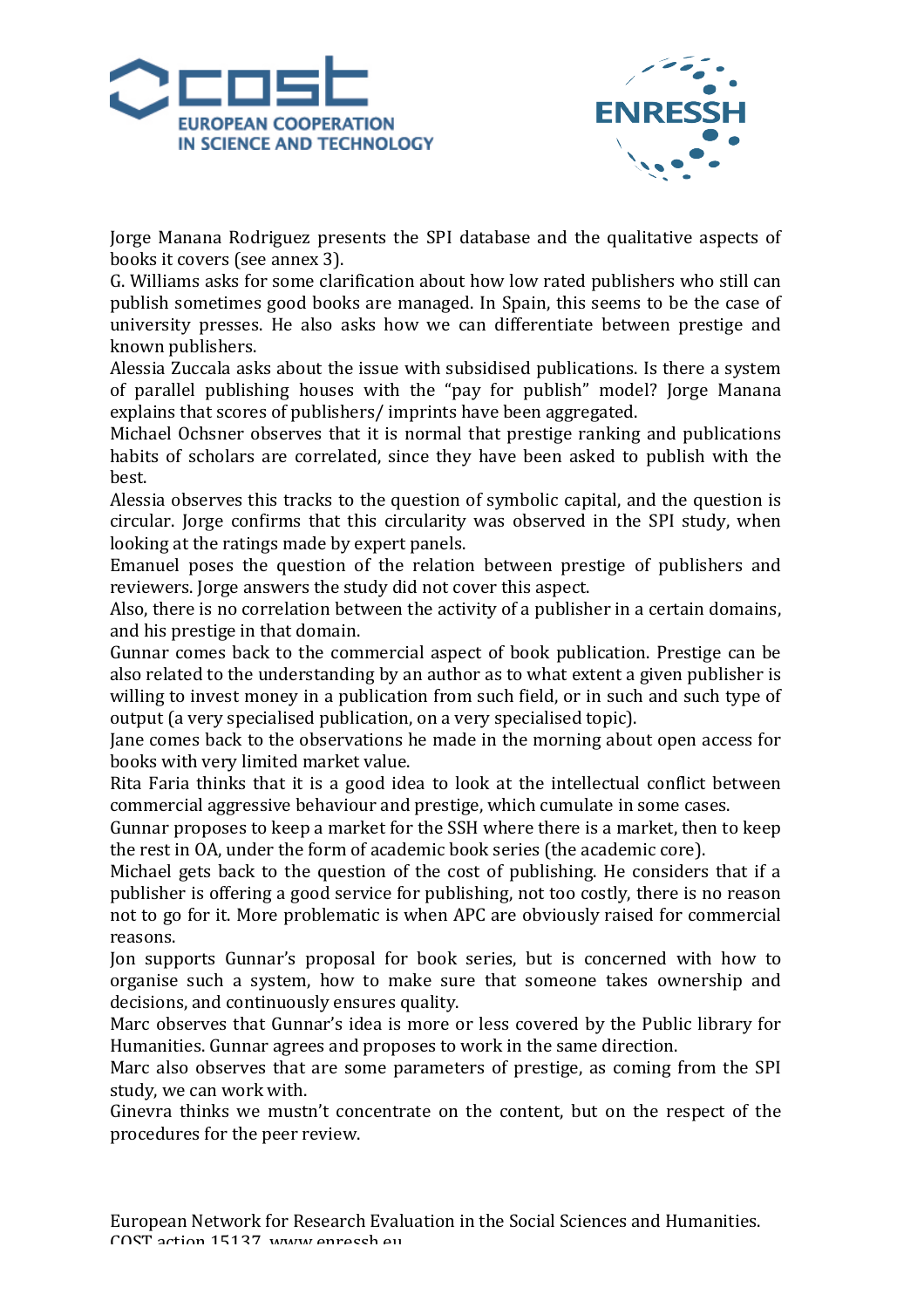Jorge Manana Rodriguez presents the SPI database and the qualitative aspects of books it covers (see annex 3).

G. Williams asks for some clarification about how low rated publishers who still can publish sometimes good books are managed. In Spain, this seems to be the case of university presses. He also asks how we can differentiate between prestige and known publishers.

Alessia Zuccala asks about the issue with subsidised publications. Is there a system of parallel publishing houses with the "pay for publish" model? Jorge Manana explains that scores of publishers/ imprints have been aggregated.

Michael Ochsner observes that it is normal that prestige ranking and publications habits of scholars are correlated, since they have been asked to publish with the best.

Alessia observes this tracks to the question of symbolic capital, and the question is circular. Jorge confirms that this circularity was observed in the SPI study, when looking at the ratings made by expert panels.

Emanuel poses the question of the relation between prestige of publishers and reviewers. Jorge answers the study did not cover this aspect.

Also, there is no correlation between the activity of a publisher in a certain domains, and his prestige in that domain.

Gunnar comes back to the commercial aspect of book publication. Prestige can be also related to the understanding by an author as to what extent a given publisher is willing to invest money in a publication from such field, or in such and such type of output (a very specialised publication, on a very specialised topic).

Jane comes back to the observations he made in the morning about open access for books with very limited market value.

Rita Faria thinks that it is a good idea to look at the intellectual conflict between commercial aggressive behaviour and prestige, which cumulate in some cases.

Gunnar proposes to keep a market for the SSH where there is a market, then to keep the rest in OA, under the form of academic book series (the academic core).

Michael gets back to the question of the cost of publishing. He considers that if a publisher is offering a good service for publishing, not too costly, there is no reason not to go for it. More problematic is when APC are obviously raised for commercial reasons.

Jon supports Gunnar's proposal for book series, but is concerned with how to organise such a system, how to make sure that someone takes ownership and decisions, and continuously ensures quality.

Marc observes that Gunnar's idea is more or less covered by the Public library for Humanities. Gunnar agrees and proposes to work in the same direction.

Marc also observes that are some parameters of prestige, as coming from the SPI study, we can work with.

Ginevra thinks we mustn't concentrate on the content, but on the respect of the procedures for the peer review.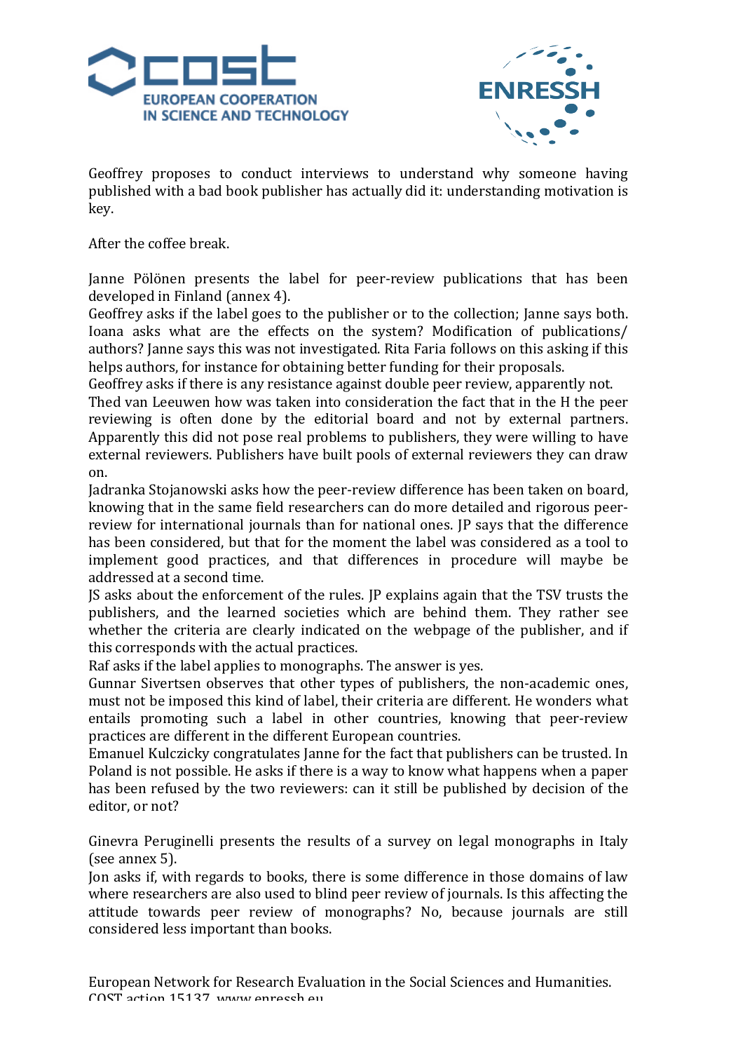Geoffrey proposes to conduct interviews to understand why someone having published with a bad book publisher has actually did it: understanding motivation is key.

After the coffee break.

Janne Pölönen presents the label for peer-review publications that has been developed in Finland (annex 4).
Geoffrey asks if the label goes to the publisher or to the collection; Janne says both. Ioana asks what are the effects on the system? Modification of publications/ authors? Janne says this was not investigated. Rita Faria follows on this asking if this helps authors, for instance for obtaining better funding for their proposals.
Geoffrey asks if there is any resistance against double peer review, apparently not.
Thed van Leeuwen how was taken into consideration the fact that in the H the peer reviewing is often done by the editorial board and not by external partners. Apparently this did not pose real problems to publishers, they were willing to have external reviewers. Publishers have built pools of external reviewers they can draw on.
Jadranka Stojanowski asks how the peer-review difference has been taken on board, knowing that in the same field researchers can do more detailed and rigorous peer-review for international journals than for national ones. JP says that the difference has been considered, but that for the moment the label was considered as a tool to implement good practices, and that differences in procedure will maybe be addressed at a second time.
JS asks about the enforcement of the rules. JP explains again that the TSV trusts the publishers, and the learned societies which are behind them. They rather see whether the criteria are clearly indicated on the webpage of the publisher, and if this corresponds with the actual practices.
Raf asks if the label applies to monographs. The answer is yes.
Gunnar Sivertsen observes that other types of publishers, the non-academic ones, must not be imposed this kind of label, their criteria are different. He wonders what entails promoting such a label in other countries, knowing that peer-review practices are different in the different European countries.
Emanuel Kulczicky congratulates Janne for the fact that publishers can be trusted. In Poland is not possible. He asks if there is a way to know what happens when a paper has been refused by the two reviewers: can it still be published by decision of the editor, or not?

Ginevra Peruginelli presents the results of a survey on legal monographs in Italy (see annex 5).
Jon asks if, with regards to books, there is some difference in those domains of law where researchers are also used to blind peer review of journals. Is this affecting the attitude towards peer review of monographs? No, because journals are still considered less important than books.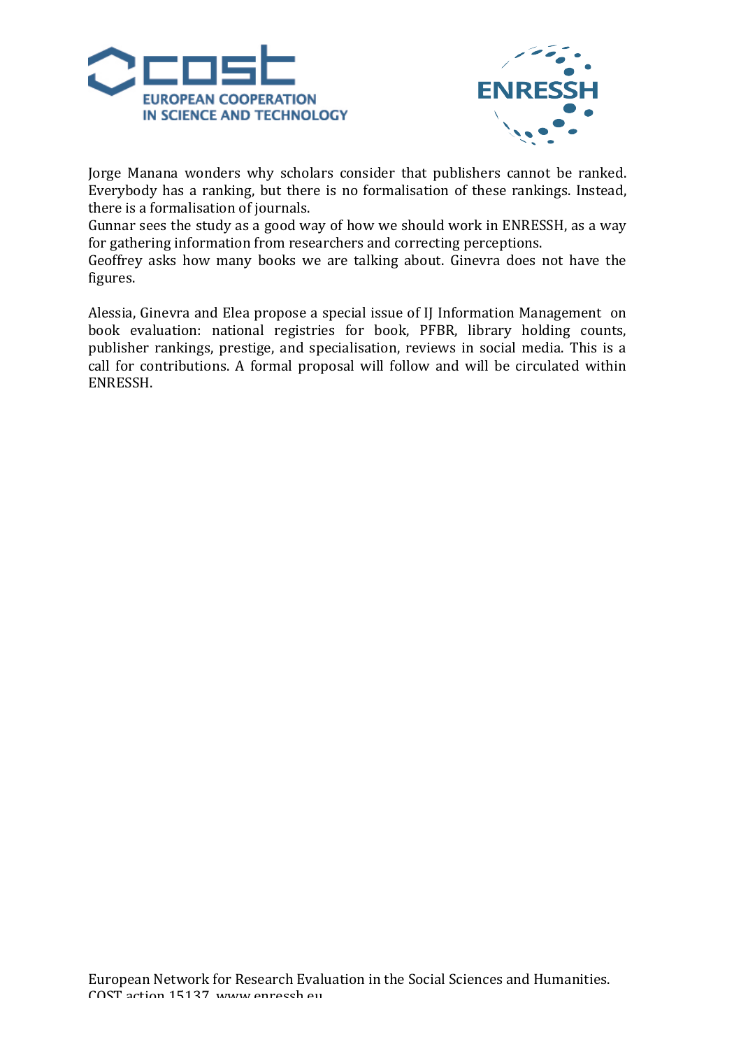Jorge Manana wonders why scholars consider that publishers cannot be ranked. Everybody has a ranking, but there is no formalisation of these rankings. Instead, there is a formalisation of journals.

Gunnar sees the study as a good way of how we should work in ENRESSH, as a way for gathering information from researchers and correcting perceptions.

Geoffrey asks how many books we are talking about. Ginevra does not have the figures.

Alessia, Ginevra and Elea propose a special issue of IJ Information Management on book evaluation: national registries for book, PFBR, library holding counts, publisher rankings, prestige, and specialisation, reviews in social media. This is a call for contributions. A formal proposal will follow and will be circulated within ENRESSH.